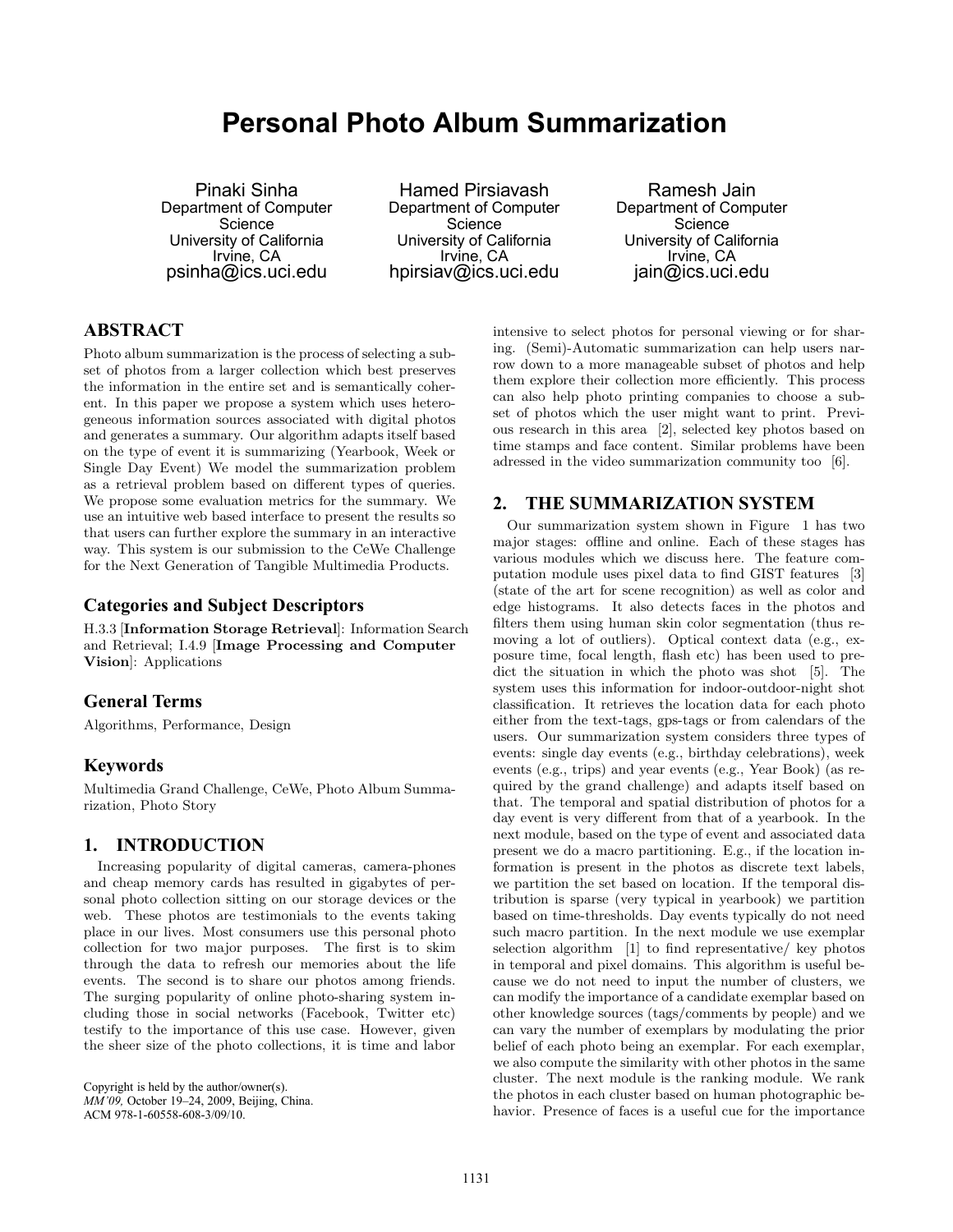# Personal Photo Album Summarization

Pinaki Sinha
Department of Computer Science
University of California
Irvine, CA
psinha@ics.uci.edu

Hamed Pirsiavash
Department of Computer Science
University of California
Irvine, CA
hpirsiav@ics.uci.edu

Ramesh Jain
Department of Computer Science
University of California
Irvine, CA
jain@ics.uci.edu

## ABSTRACT

Photo album summarization is the process of selecting a subset of photos from a larger collection which best preserves the information in the entire set and is semantically coherent. In this paper we propose a system which uses heterogeneous information sources associated with digital photos and generates a summary. Our algorithm adapts itself based on the type of event it is summarizing (Yearbook, Week or Single Day Event) We model the summarization problem as a retrieval problem based on different types of queries. We propose some evaluation metrics for the summary. We use an intuitive web based interface to present the results so that users can further explore the summary in an interactive way. This system is our submission to the CeWe Challenge for the Next Generation of Tangible Multimedia Products.

## Categories and Subject Descriptors

H.3.3 [**Information Storage Retrieval**]: Information Search and Retrieval; I.4.9 [**Image Processing and Computer Vision**]: Applications

## General Terms

Algorithms, Performance, Design

## Keywords

Multimedia Grand Challenge, CeWe, Photo Album Summarization, Photo Story

## 1. INTRODUCTION

Increasing popularity of digital cameras, camera-phones and cheap memory cards has resulted in gigabytes of personal photo collection sitting on our storage devices or the web. These photos are testimonials to the events taking place in our lives. Most consumers use this personal photo collection for two major purposes. The first is to skim through the data to refresh our memories about the life events. The second is to share our photos among friends. The surging popularity of online photo-sharing system including those in social networks (Facebook, Twitter etc) testify to the importance of this use case. However, given the sheer size of the photo collections, it is time and labor intensive to select photos for personal viewing or for sharing. (Semi)-Automatic summarization can help users narrow down to a more manageable subset of photos and help them explore their collection more efficiently. This process can also help photo printing companies to choose a subset of photos which the user might want to print. Previous research in this area [2], selected key photos based on time stamps and face content. Similar problems have been adressed in the video summarization community too [6].

Copyright is held by the author/owner(s).
*MM'09,* October 19–24, 2009, Beijing, China.
ACM 978-1-60558-608-3/09/10.

## 2. THE SUMMARIZATION SYSTEM

Our summarization system shown in Figure 1 has two major stages: offline and online. Each of these stages has various modules which we discuss here. The feature computation module uses pixel data to find GIST features [3] (state of the art for scene recognition) as well as color and edge histograms. It also detects faces in the photos and filters them using human skin color segmentation (thus removing a lot of outliers). Optical context data (e.g., exposure time, focal length, flash etc) has been used to predict the situation in which the photo was shot [5]. The system uses this information for indoor-outdoor-night shot classification. It retrieves the location data for each photo either from the text-tags, gps-tags or from calendars of the users. Our summarization system considers three types of events: single day events (e.g., birthday celebrations), week events (e.g., trips) and year events (e.g., Year Book) (as required by the grand challenge) and adapts itself based on that. The temporal and spatial distribution of photos for a day event is very different from that of a yearbook. In the next module, based on the type of event and associated data present we do a macro partitioning. E.g., if the location information is present in the photos as discrete text labels, we partition the set based on location. If the temporal distribution is sparse (very typical in yearbook) we partition based on time-thresholds. Day events typically do not need such macro partition. In the next module we use exemplar selection algorithm [1] to find representative/ key photos in temporal and pixel domains. This algorithm is useful because we do not need to input the number of clusters, we can modify the importance of a candidate exemplar based on other knowledge sources (tags/comments by people) and we can vary the number of exemplars by modulating the prior belief of each photo being an exemplar. For each exemplar, we also compute the similarity with other photos in the same cluster. The next module is the ranking module. We rank the photos in each cluster based on human photographic behavior. Presence of faces is a useful cue for the importance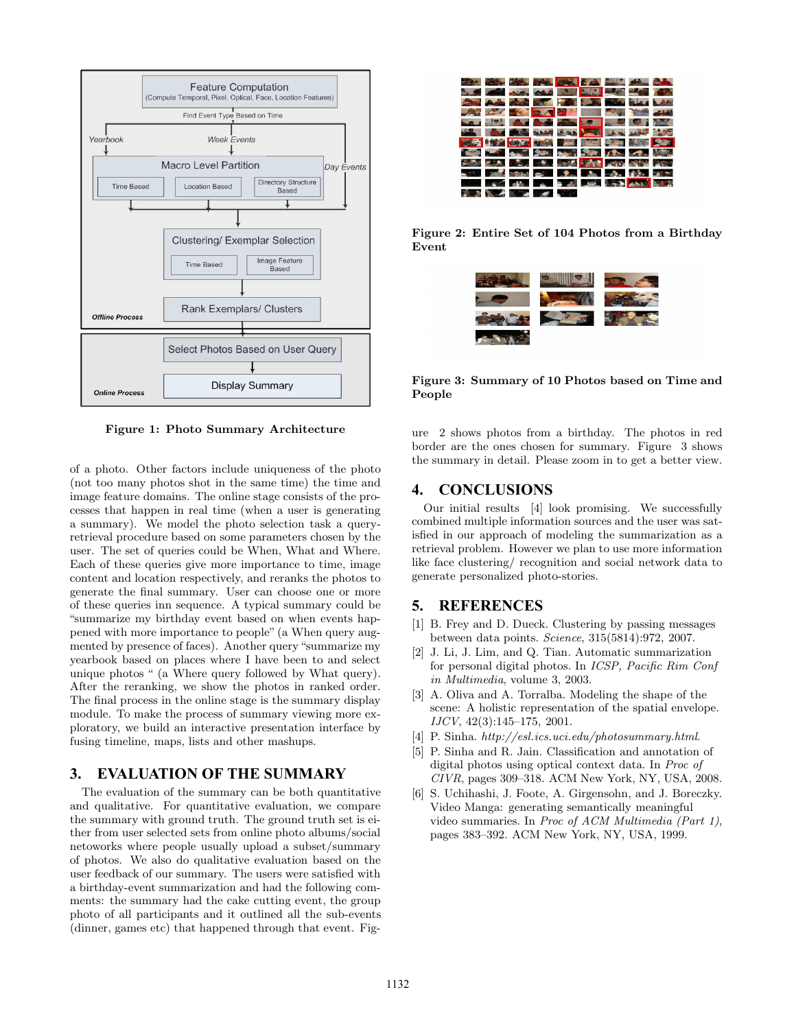Feature Computation
(Compute Temporal, Pixel, Optical, Face, Location Features)

Find Event Type Based on Time

Yearbook

Week Events

Day Events

Macro Level Partition

Time Based

Location Based

Directory Structure Based

Clustering/ Exemplar Selection

Time Based

Image Feature Based

Rank Exemplars/ Clusters

Offline Process

Select Photos Based on User Query

Display Summary

Online Process

**Figure 1: Photo Summary Architecture**

of a photo. Other factors include uniqueness of the photo (not too many photos shot in the same time) the time and image feature domains. The online stage consists of the processes that happen in real time (when a user is generating a summary). We model the photo selection task a query-retrieval procedure based on some parameters chosen by the user. The set of queries could be When, What and Where. Each of these queries give more importance to time, image content and location respectively, and reranks the photos to generate the final summary. User can choose one or more of these queries inn sequence. A typical summary could be "summarize my birthday event based on when events happened with more importance to people" (a When query augmented by presence of faces). Another query "summarize my yearbook based on places where I have been to and select unique photos " (a Where query followed by What query). After the reranking, we show the photos in ranked order. The final process in the online stage is the summary display module. To make the process of summary viewing more exploratory, we build an interactive presentation interface by fusing timeline, maps, lists and other mashups.

## 3. EVALUATION OF THE SUMMARY

The evaluation of the summary can be both quantitative and qualitative. For quantitative evaluation, we compare the summary with ground truth. The ground truth set is either from user selected sets from online photo albums/social netoworks where people usually upload a subset/summary of photos. We also do qualitative evaluation based on the user feedback of our summary. The users were satisfied with a birthday-event summarization and had the following comments: the summary had the cake cutting event, the group photo of all participants and it outlined all the sub-events (dinner, games etc) that happened through that event. Figure 2 shows photos from a birthday. The photos in red border are the ones chosen for summary. Figure 3 shows the summary in detail. Please zoom in to get a better view.

**Figure 2: Entire Set of 104 Photos from a Birthday Event**

**Figure 3: Summary of 10 Photos based on Time and People**

## 4. CONCLUSIONS

Our initial results [4] look promising. We successfully combined multiple information sources and the user was satisfied in our approach of modeling the summarization as a retrieval problem. However we plan to use more information like face clustering/ recognition and social network data to generate personalized photo-stories.

## 5. REFERENCES

[1] B. Frey and D. Dueck. Clustering by passing messages between data points. *Science*, 315(5814):972, 2007.

[2] J. Li, J. Lim, and Q. Tian. Automatic summarization for personal digital photos. In *ICSP, Pacific Rim Conf in Multimedia*, volume 3, 2003.

[3] A. Oliva and A. Torralba. Modeling the shape of the scene: A holistic representation of the spatial envelope. *IJCV*, 42(3):145–175, 2001.

[4] P. Sinha. *http://esl.ics.uci.edu/photosummary.html*.

[5] P. Sinha and R. Jain. Classification and annotation of digital photos using optical context data. In *Proc of CIVR*, pages 309–318. ACM New York, NY, USA, 2008.

[6] S. Uchihashi, J. Foote, A. Girgensohn, and J. Boreczky. Video Manga: generating semantically meaningful video summaries. In *Proc of ACM Multimedia (Part 1)*, pages 383–392. ACM New York, NY, USA, 1999.